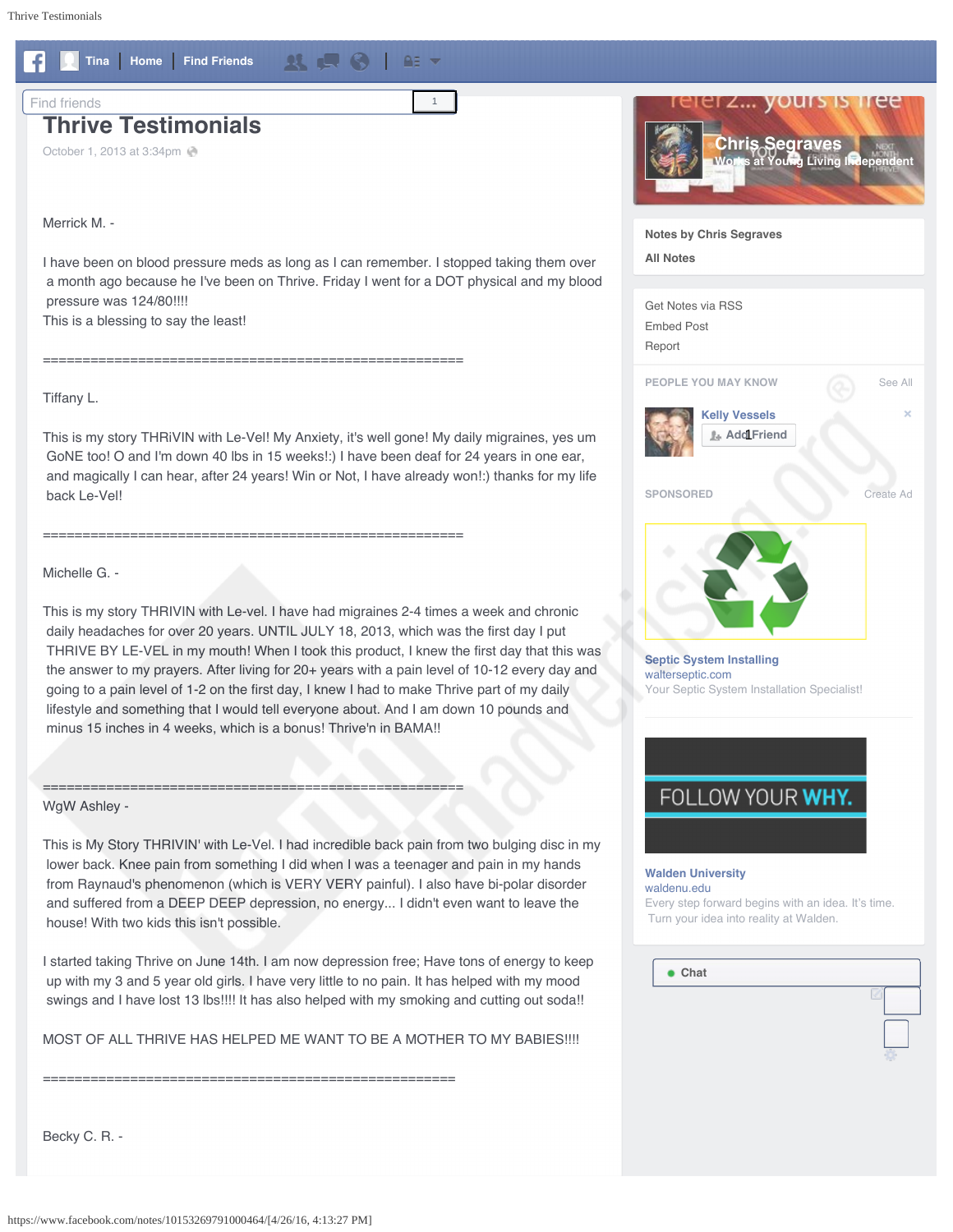# Thrive Testimonials

October 1, 2013 at 3:34pm

Merrick M. -

I have been on blood pressure meds as long as I can remember. I stopped taking them over a month ago because he I've been on Thrive. Friday I went for a DOT physical and my blood pressure was 124/80!!!!
This is a blessing to say the least!

======================================================

Tiffany L.

This is my story THRiVIN with Le-Vel! My Anxiety, it's well gone! My daily migraines, yes um GoNE too! O and I'm down 40 lbs in 15 weeks!:) I have been deaf for 24 years in one ear, and magically I can hear, after 24 years! Win or Not, I have already won!:) thanks for my life back Le-Vel!

======================================================

Michelle G. -

This is my story THRIVIN with Le-vel. I have had migraines 2-4 times a week and chronic daily headaches for over 20 years. UNTIL JULY 18, 2013, which was the first day I put THRIVE BY LE-VEL in my mouth! When I took this product, I knew the first day that this was the answer to my prayers. After living for 20+ years with a pain level of 10-12 every day and going to a pain level of 1-2 on the first day, I knew I had to make Thrive part of my daily lifestyle and something that I would tell everyone about. And I am down 10 pounds and minus 15 inches in 4 weeks, which is a bonus! Thrive'n in BAMA!!

======================================================

WgW Ashley -

This is My Story THRIVIN' with Le-Vel. I had incredible back pain from two bulging disc in my lower back. Knee pain from something I did when I was a teenager and pain in my hands from Raynaud's phenomenon (which is VERY VERY painful). I also have bi-polar disorder and suffered from a DEEP DEEP depression, no energy... I didn't even want to leave the house! With two kids this isn't possible.

I started taking Thrive on June 14th. I am now depression free; Have tons of energy to keep up with my 3 and 5 year old girls. I have very little to no pain. It has helped with my mood swings and I have lost 13 lbs!!!! It has also helped with my smoking and cutting out soda!!

MOST OF ALL THRIVE HAS HELPED ME WANT TO BE A MOTHER TO MY BABIES!!!!

======================================================

Becky C. R. -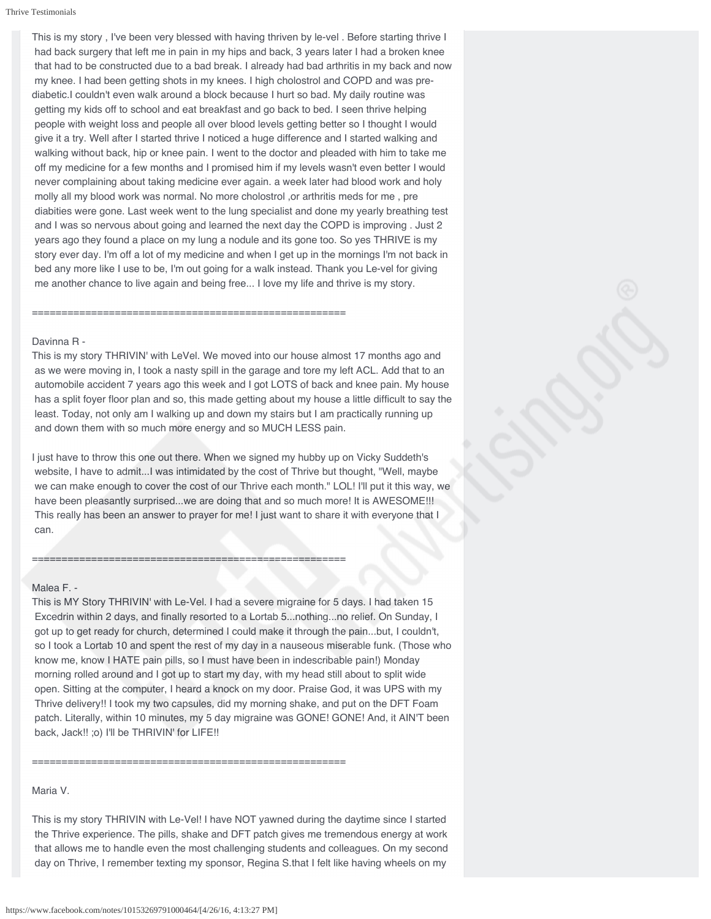This is my story , I've been very blessed with having thriven by le-vel . Before starting thrive I had back surgery that left me in pain in my hips and back, 3 years later I had a broken knee that had to be constructed due to a bad break. I already had bad arthritis in my back and now my knee. I had been getting shots in my knees. I high cholostrol and COPD and was pre-diabetic.I couldn't even walk around a block because I hurt so bad. My daily routine was getting my kids off to school and eat breakfast and go back to bed. I seen thrive helping people with weight loss and people all over blood levels getting better so I thought I would give it a try. Well after I started thrive I noticed a huge difference and I started walking and walking without back, hip or knee pain. I went to the doctor and pleaded with him to take me off my medicine for a few months and I promised him if my levels wasn't even better I would never complaining about taking medicine ever again. a week later had blood work and holy molly all my blood work was normal. No more cholostrol ,or arthritis meds for me , pre diabities were gone. Last week went to the lung specialist and done my yearly breathing test and I was so nervous about going and learned the next day the COPD is improving . Just 2 years ago they found a place on my lung a nodule and its gone too. So yes THRIVE is my story ever day. I'm off a lot of my medicine and when I get up in the mornings I'm not back in bed any more like I use to be, I'm out going for a walk instead. Thank you Le-vel for giving me another chance to live again and being free... I love my life and thrive is my story.

=====================================================

Davinna R -

This is my story THRIVIN' with LeVel. We moved into our house almost 17 months ago and as we were moving in, I took a nasty spill in the garage and tore my left ACL. Add that to an automobile accident 7 years ago this week and I got LOTS of back and knee pain. My house has a split foyer floor plan and so, this made getting about my house a little difficult to say the least. Today, not only am I walking up and down my stairs but I am practically running up and down them with so much more energy and so MUCH LESS pain.

I just have to throw this one out there. When we signed my hubby up on Vicky Suddeth's website, I have to admit...I was intimidated by the cost of Thrive but thought, "Well, maybe we can make enough to cover the cost of our Thrive each month." LOL! I'll put it this way, we have been pleasantly surprised...we are doing that and so much more! It is AWESOME!!! This really has been an answer to prayer for me! I just want to share it with everyone that I can.

=====================================================

Malea F. -

This is MY Story THRIVIN' with Le-Vel. I had a severe migraine for 5 days. I had taken 15 Excedrin within 2 days, and finally resorted to a Lortab 5...nothing...no relief. On Sunday, I got up to get ready for church, determined I could make it through the pain...but, I couldn't, so I took a Lortab 10 and spent the rest of my day in a nauseous miserable funk. (Those who know me, know I HATE pain pills, so I must have been in indescribable pain!) Monday morning rolled around and I got up to start my day, with my head still about to split wide open. Sitting at the computer, I heard a knock on my door. Praise God, it was UPS with my Thrive delivery!! I took my two capsules, did my morning shake, and put on the DFT Foam patch. Literally, within 10 minutes, my 5 day migraine was GONE! GONE! And, it AIN'T been back, Jack!! ;o) I'll be THRIVIN' for LIFE!!

=====================================================

Maria V.

This is my story THRIVIN with Le-Vel! I have NOT yawned during the daytime since I started the Thrive experience. The pills, shake and DFT patch gives me tremendous energy at work that allows me to handle even the most challenging students and colleagues. On my second day on Thrive, I remember texting my sponsor, Regina S.that I felt like having wheels on my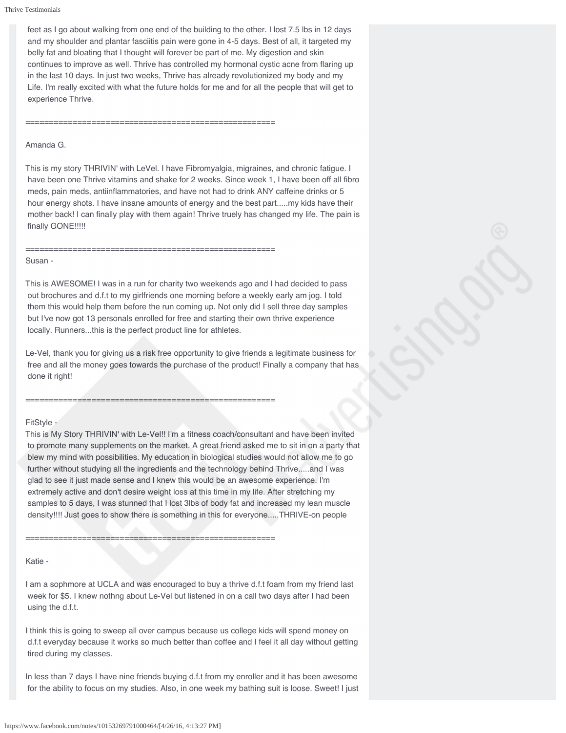feet as I go about walking from one end of the building to the other. I lost 7.5 lbs in 12 days and my shoulder and plantar fasciitis pain were gone in 4-5 days. Best of all, it targeted my belly fat and bloating that I thought will forever be part of me. My digestion and skin continues to improve as well. Thrive has controlled my hormonal cystic acne from flaring up in the last 10 days. In just two weeks, Thrive has already revolutionized my body and my Life. I'm really excited with what the future holds for me and for all the people that will get to experience Thrive.

=====================================================

Amanda G.

This is my story THRIVIN' with LeVel. I have Fibromyalgia, migraines, and chronic fatigue. I have been one Thrive vitamins and shake for 2 weeks. Since week 1, I have been off all fibro meds, pain meds, antiinflammatories, and have not had to drink ANY caffeine drinks or 5 hour energy shots. I have insane amounts of energy and the best part.....my kids have their mother back! I can finally play with them again! Thrive truely has changed my life. The pain is finally GONE!!!!!

=====================================================

Susan -

This is AWESOME! I was in a run for charity two weekends ago and I had decided to pass out brochures and d.f.t to my girlfriends one morning before a weekly early am jog. I told them this would help them before the run coming up. Not only did I sell three day samples but I've now got 13 personals enrolled for free and starting their own thrive experience locally. Runners...this is the perfect product line for athletes.

Le-Vel, thank you for giving us a risk free opportunity to give friends a legitimate business for free and all the money goes towards the purchase of the product! Finally a company that has done it right!

=====================================================

FitStyle -

This is My Story THRIVIN' with Le-Vel!! I'm a fitness coach/consultant and have been invited to promote many supplements on the market. A great friend asked me to sit in on a party that blew my mind with possibilities. My education in biological studies would not allow me to go further without studying all the ingredients and the technology behind Thrive.....and I was glad to see it just made sense and I knew this would be an awesome experience. I'm extremely active and don't desire weight loss at this time in my life. After stretching my samples to 5 days, I was stunned that I lost 3lbs of body fat and increased my lean muscle density!!!! Just goes to show there is something in this for everyone.....THRIVE-on people

=====================================================

Katie -

I am a sophmore at UCLA and was encouraged to buy a thrive d.f.t foam from my friend last week for $5. I knew nothng about Le-Vel but listened in on a call two days after I had been using the d.f.t.

I think this is going to sweep all over campus because us college kids will spend money on d.f.t everyday because it works so much better than coffee and I feel it all day without getting tired during my classes.

In less than 7 days I have nine friends buying d.f.t from my enroller and it has been awesome for the ability to focus on my studies. Also, in one week my bathing suit is loose. Sweet! I just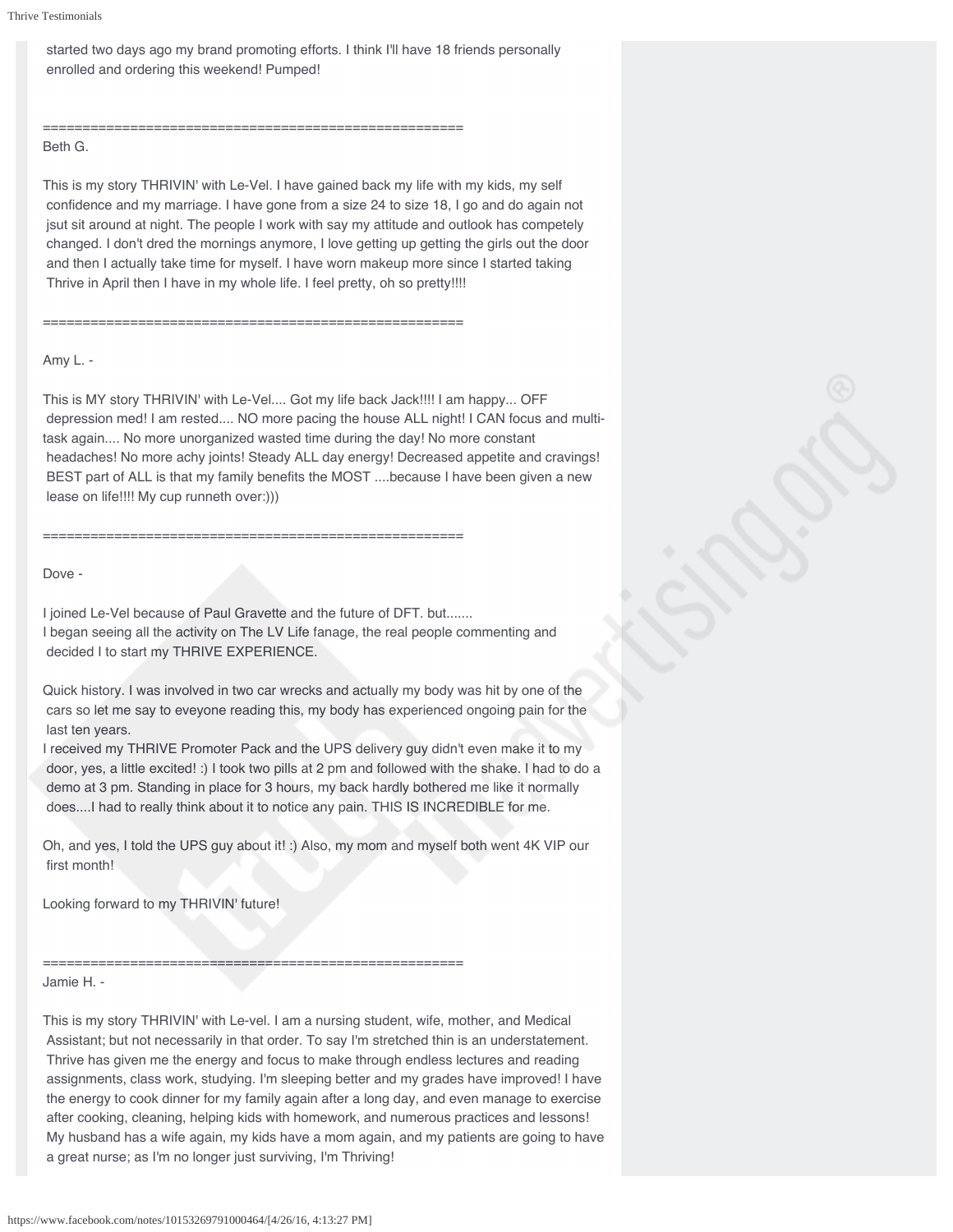started two days ago my brand promoting efforts. I think I'll have 18 friends personally enrolled and ordering this weekend! Pumped!

======================================================

Beth G.

This is my story THRIVIN' with Le-Vel. I have gained back my life with my kids, my self confidence and my marriage. I have gone from a size 24 to size 18, I go and do again not jsut sit around at night. The people I work with say my attitude and outlook has competely changed. I don't dred the mornings anymore, I love getting up getting the girls out the door and then I actually take time for myself. I have worn makeup more since I started taking Thrive in April then I have in my whole life. I feel pretty, oh so pretty!!!!

======================================================

Amy L. -

This is MY story THRIVIN' with Le-Vel.... Got my life back Jack!!!! I am happy... OFF depression med! I am rested.... NO more pacing the house ALL night! I CAN focus and multi-task again.... No more unorganized wasted time during the day! No more constant headaches! No more achy joints! Steady ALL day energy! Decreased appetite and cravings! BEST part of ALL is that my family benefits the MOST ....because I have been given a new lease on life!!!! My cup runneth over:)))

======================================================

Dove -

I joined Le-Vel because of Paul Gravette and the future of DFT. but.......
I began seeing all the activity on The LV Life fanage, the real people commenting and decided I to start my THRIVE EXPERIENCE.

Quick history. I was involved in two car wrecks and actually my body was hit by one of the cars so let me say to eveyone reading this, my body has experienced ongoing pain for the last ten years.
I received my THRIVE Promoter Pack and the UPS delivery guy didn't even make it to my door, yes, a little excited! :) I took two pills at 2 pm and followed with the shake. I had to do a demo at 3 pm. Standing in place for 3 hours, my back hardly bothered me like it normally does....I had to really think about it to notice any pain. THIS IS INCREDIBLE for me.

Oh, and yes, I told the UPS guy about it! :) Also, my mom and myself both went 4K VIP our first month!

Looking forward to my THRIVIN' future!

======================================================

Jamie H. -

This is my story THRIVIN' with Le-vel. I am a nursing student, wife, mother, and Medical Assistant; but not necessarily in that order. To say I'm stretched thin is an understatement. Thrive has given me the energy and focus to make through endless lectures and reading assignments, class work, studying. I'm sleeping better and my grades have improved! I have the energy to cook dinner for my family again after a long day, and even manage to exercise after cooking, cleaning, helping kids with homework, and numerous practices and lessons! My husband has a wife again, my kids have a mom again, and my patients are going to have a great nurse; as I'm no longer just surviving, I'm Thriving!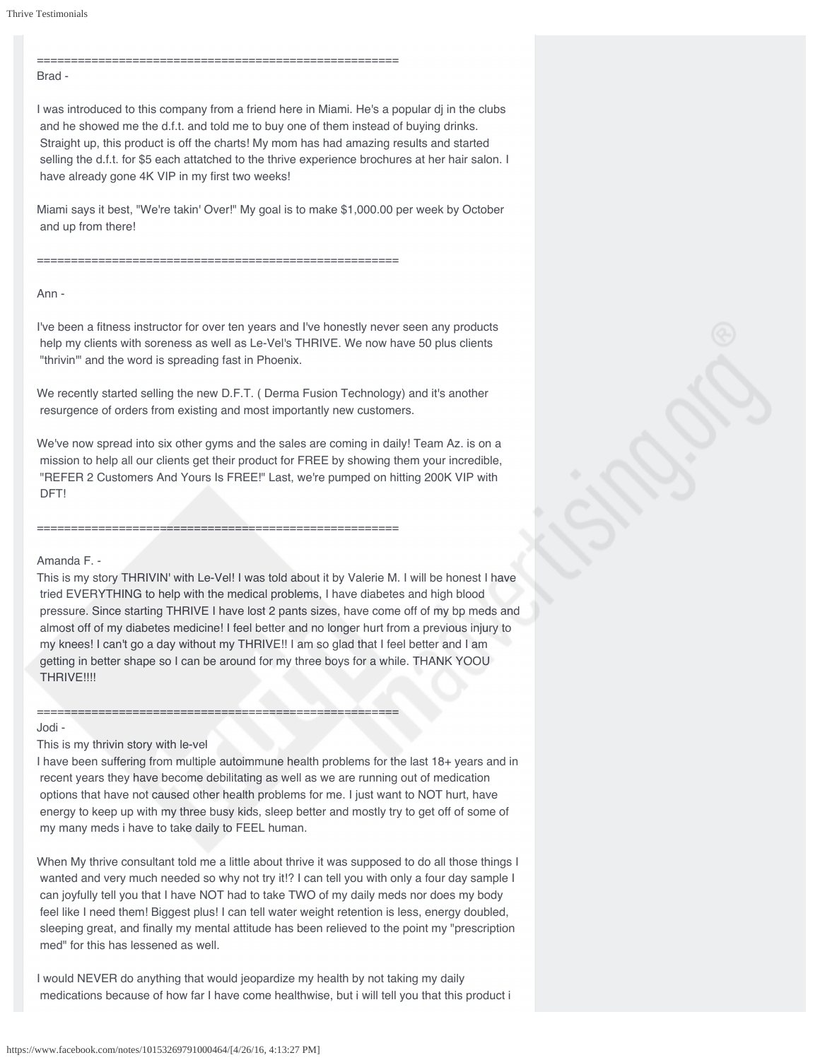=====================================================

Brad -

I was introduced to this company from a friend here in Miami. He's a popular dj in the clubs and he showed me the d.f.t. and told me to buy one of them instead of buying drinks. Straight up, this product is off the charts! My mom has had amazing results and started selling the d.f.t. for $5 each attatched to the thrive experience brochures at her hair salon. I have already gone 4K VIP in my first two weeks!

Miami says it best, "We're takin' Over!" My goal is to make $1,000.00 per week by October and up from there!

=====================================================

Ann -

I've been a fitness instructor for over ten years and I've honestly never seen any products help my clients with soreness as well as Le-Vel's THRIVE. We now have 50 plus clients "thrivin'" and the word is spreading fast in Phoenix.

We recently started selling the new D.F.T. ( Derma Fusion Technology) and it's another resurgence of orders from existing and most importantly new customers.

We've now spread into six other gyms and the sales are coming in daily! Team Az. is on a mission to help all our clients get their product for FREE by showing them your incredible, "REFER 2 Customers And Yours Is FREE!" Last, we're pumped on hitting 200K VIP with DFT!

=====================================================

Amanda F. -

This is my story THRIVIN' with Le-Vel! I was told about it by Valerie M. I will be honest I have tried EVERYTHING to help with the medical problems, I have diabetes and high blood pressure. Since starting THRIVE I have lost 2 pants sizes, have come off of my bp meds and almost off of my diabetes medicine! I feel better and no longer hurt from a previous injury to my knees! I can't go a day without my THRIVE!! I am so glad that I feel better and I am getting in better shape so I can be around for my three boys for a while. THANK YOOU THRIVE!!!!

=====================================================

Jodi -

This is my thrivin story with le-vel

I have been suffering from multiple autoimmune health problems for the last 18+ years and in recent years they have become debilitating as well as we are running out of medication options that have not caused other health problems for me. I just want to NOT hurt, have energy to keep up with my three busy kids, sleep better and mostly try to get off of some of my many meds i have to take daily to FEEL human.

When My thrive consultant told me a little about thrive it was supposed to do all those things I wanted and very much needed so why not try it!? I can tell you with only a four day sample I can joyfully tell you that I have NOT had to take TWO of my daily meds nor does my body feel like I need them! Biggest plus! I can tell water weight retention is less, energy doubled, sleeping great, and finally my mental attitude has been relieved to the point my "prescription med" for this has lessened as well.

I would NEVER do anything that would jeopardize my health by not taking my daily medications because of how far I have come healthwise, but i will tell you that this product i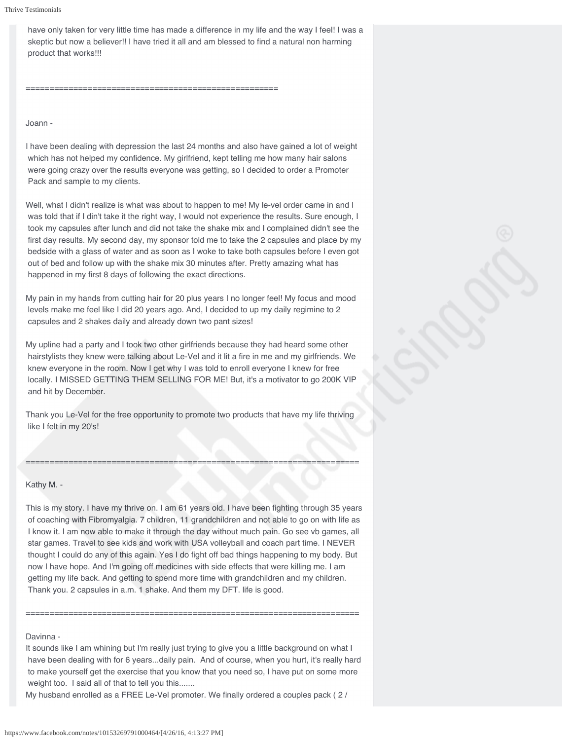have only taken for very little time has made a difference in my life and the way I feel! I was a skeptic but now a believer!! I have tried it all and am blessed to find a natural non harming product that works!!!

=====================================================

Joann -

I have been dealing with depression the last 24 months and also have gained a lot of weight which has not helped my confidence. My girlfriend, kept telling me how many hair salons were going crazy over the results everyone was getting, so I decided to order a Promoter Pack and sample to my clients.

Well, what I didn't realize is what was about to happen to me! My le-vel order came in and I was told that if I din't take it the right way, I would not experience the results. Sure enough, I took my capsules after lunch and did not take the shake mix and I complained didn't see the first day results. My second day, my sponsor told me to take the 2 capsules and place by my bedside with a glass of water and as soon as I woke to take both capsules before I even got out of bed and follow up with the shake mix 30 minutes after. Pretty amazing what has happened in my first 8 days of following the exact directions.

My pain in my hands from cutting hair for 20 plus years I no longer feel! My focus and mood levels make me feel like I did 20 years ago. And, I decided to up my daily regimine to 2 capsules and 2 shakes daily and already down two pant sizes!

My upline had a party and I took two other girlfriends because they had heard some other hairstylists they knew were talking about Le-Vel and it lit a fire in me and my girlfriends. We knew everyone in the room. Now I get why I was told to enroll everyone I knew for free locally. I MISSED GETTING THEM SELLING FOR ME! But, it's a motivator to go 200K VIP and hit by December.

Thank you Le-Vel for the free opportunity to promote two products that have my life thriving like I felt in my 20's!

=======================================================================

Kathy M. -

This is my story. I have my thrive on. I am 61 years old. I have been fighting through 35 years of coaching with Fibromyalgia. 7 children, 11 grandchildren and not able to go on with life as I know it. I am now able to make it through the day without much pain. Go see vb games, all star games. Travel to see kids and work with USA volleyball and coach part time. I NEVER thought I could do any of this again. Yes I do fight off bad things happening to my body. But now I have hope. And I'm going off medicines with side effects that were killing me. I am getting my life back. And getting to spend more time with grandchildren and my children. Thank you. 2 capsules in a.m. 1 shake. And them my DFT. life is good.

=======================================================================

Davinna -

It sounds like I am whining but I'm really just trying to give you a little background on what I have been dealing with for 6 years...daily pain. And of course, when you hurt, it's really hard to make yourself get the exercise that you know that you need so, I have put on some more weight too. I said all of that to tell you this.......

My husband enrolled as a FREE Le-Vel promoter. We finally ordered a couples pack ( 2 /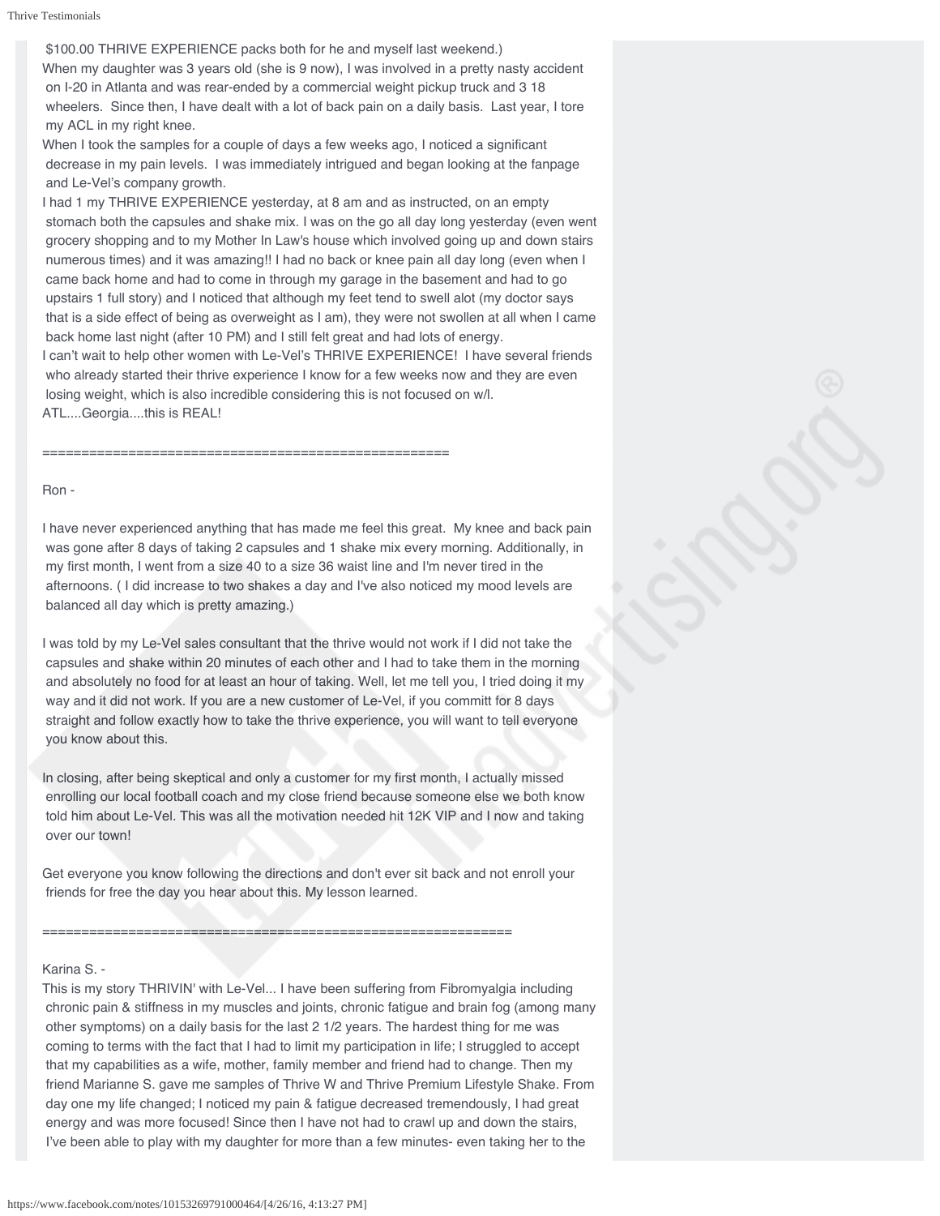$100.00 THRIVE EXPERIENCE packs both for he and myself last weekend.)

When my daughter was 3 years old (she is 9 now), I was involved in a pretty nasty accident on I-20 in Atlanta and was rear-ended by a commercial weight pickup truck and 3 18 wheelers. Since then, I have dealt with a lot of back pain on a daily basis. Last year, I tore my ACL in my right knee.

When I took the samples for a couple of days a few weeks ago, I noticed a significant decrease in my pain levels. I was immediately intrigued and began looking at the fanpage and Le-Vel's company growth.

I had 1 my THRIVE EXPERIENCE yesterday, at 8 am and as instructed, on an empty stomach both the capsules and shake mix. I was on the go all day long yesterday (even went grocery shopping and to my Mother In Law's house which involved going up and down stairs numerous times) and it was amazing!! I had no back or knee pain all day long (even when I came back home and had to come in through my garage in the basement and had to go upstairs 1 full story) and I noticed that although my feet tend to swell alot (my doctor says that is a side effect of being as overweight as I am), they were not swollen at all when I came back home last night (after 10 PM) and I still felt great and had lots of energy.

I can't wait to help other women with Le-Vel's THRIVE EXPERIENCE! I have several friends who already started their thrive experience I know for a few weeks now and they are even losing weight, which is also incredible considering this is not focused on w/l.

ATL....Georgia....this is REAL!

====================================================

Ron -

I have never experienced anything that has made me feel this great. My knee and back pain was gone after 8 days of taking 2 capsules and 1 shake mix every morning. Additionally, in my first month, I went from a size 40 to a size 36 waist line and I'm never tired in the afternoons. ( I did increase to two shakes a day and I've also noticed my mood levels are balanced all day which is pretty amazing.)

I was told by my Le-Vel sales consultant that the thrive would not work if I did not take the capsules and shake within 20 minutes of each other and I had to take them in the morning and absolutely no food for at least an hour of taking. Well, let me tell you, I tried doing it my way and it did not work. If you are a new customer of Le-Vel, if you committ for 8 days straight and follow exactly how to take the thrive experience, you will want to tell everyone you know about this.

In closing, after being skeptical and only a customer for my first month, I actually missed enrolling our local football coach and my close friend because someone else we both know told him about Le-Vel. This was all the motivation needed hit 12K VIP and I now and taking over our town!

Get everyone you know following the directions and don't ever sit back and not enroll your friends for free the day you hear about this. My lesson learned.

============================================================

Karina S. -

This is my story THRIVIN' with Le-Vel... I have been suffering from Fibromyalgia including chronic pain & stiffness in my muscles and joints, chronic fatigue and brain fog (among many other symptoms) on a daily basis for the last 2 1/2 years. The hardest thing for me was coming to terms with the fact that I had to limit my participation in life; I struggled to accept that my capabilities as a wife, mother, family member and friend had to change. Then my friend Marianne S. gave me samples of Thrive W and Thrive Premium Lifestyle Shake. From day one my life changed; I noticed my pain & fatigue decreased tremendously, I had great energy and was more focused! Since then I have not had to crawl up and down the stairs, I've been able to play with my daughter for more than a few minutes- even taking her to the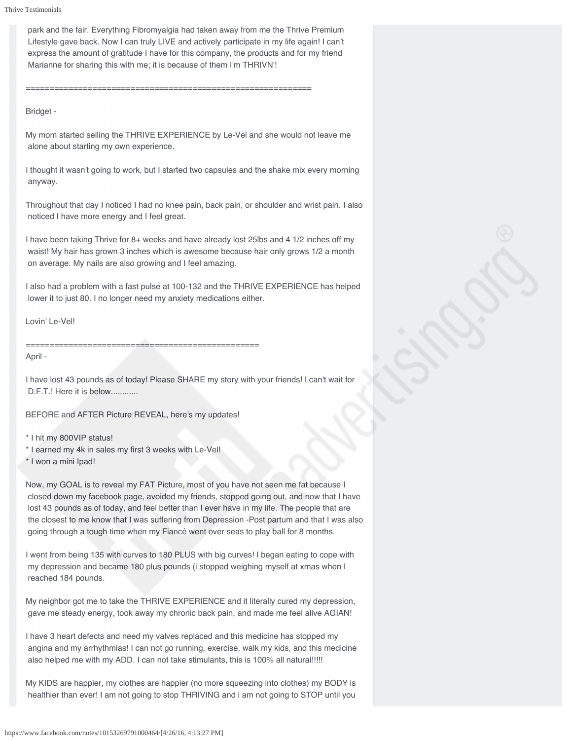park and the fair. Everything Fibromyalgia had taken away from me the Thrive Premium Lifestyle gave back. Now I can truly LIVE and actively participate in my life again! I can't express the amount of gratitude I have for this company, the products and for my friend Marianne for sharing this with me; it is because of them I'm THRIVN'!

=============================================================

Bridget -

My mom started selling the THRIVE EXPERIENCE by Le-Vel and she would not leave me alone about starting my own experience.

I thought it wasn't going to work, but I started two capsules and the shake mix every morning anyway.

Throughout that day I noticed I had no knee pain, back pain, or shoulder and wrist pain. I also noticed I have more energy and I feel great.

I have been taking Thrive for 8+ weeks and have already lost 25lbs and 4 1/2 inches off my waist! My hair has grown 3 inches which is awesome because hair only grows 1/2 a month on average. My nails are also growing and I feel amazing.

I also had a problem with a fast pulse at 100-132 and the THRIVE EXPERIENCE has helped lower it to just 80. I no longer need my anxiety medications either.

Lovin' Le-Vel!

==================================================

April -

I have lost 43 pounds as of today! Please SHARE my story with your friends! I can't wait for D.F.T.! Here it is below............

BEFORE and AFTER Picture REVEAL, here's my updates!

* I hit my 800VIP status!
* I earned my 4k in sales my first 3 weeks with Le-Vel!
* I won a mini Ipad!

Now, my GOAL is to reveal my FAT Picture, most of you have not seen me fat because I closed down my facebook page, avoided my friends, stopped going out, and now that I have lost 43 pounds as of today, and feel better than I ever have in my life. The people that are the closest to me know that I was suffering from Depression -Post partum and that I was also going through a tough time when my Fiancé went over seas to play ball for 8 months.

I went from being 135 with curves to 180 PLUS with big curves! I began eating to cope with my depression and became 180 plus pounds (i stopped weighing myself at xmas when I reached 184 pounds.

My neighbor got me to take the THRIVE EXPERIENCE and it literally cured my depression, gave me steady energy, took away my chronic back pain, and made me feel alive AGIAN!

I have 3 heart defects and need my valves replaced and this medicine has stopped my angina and my arrhythmias! I can not go running, exercise, walk my kids, and this medicine also helped me with my ADD. I can not take stimulants, this is 100% all natural!!!!!

My KIDS are happier, my clothes are happier (no more squeezing into clothes) my BODY is healthier than ever! I am not going to stop THRIVING and i am not going to STOP until you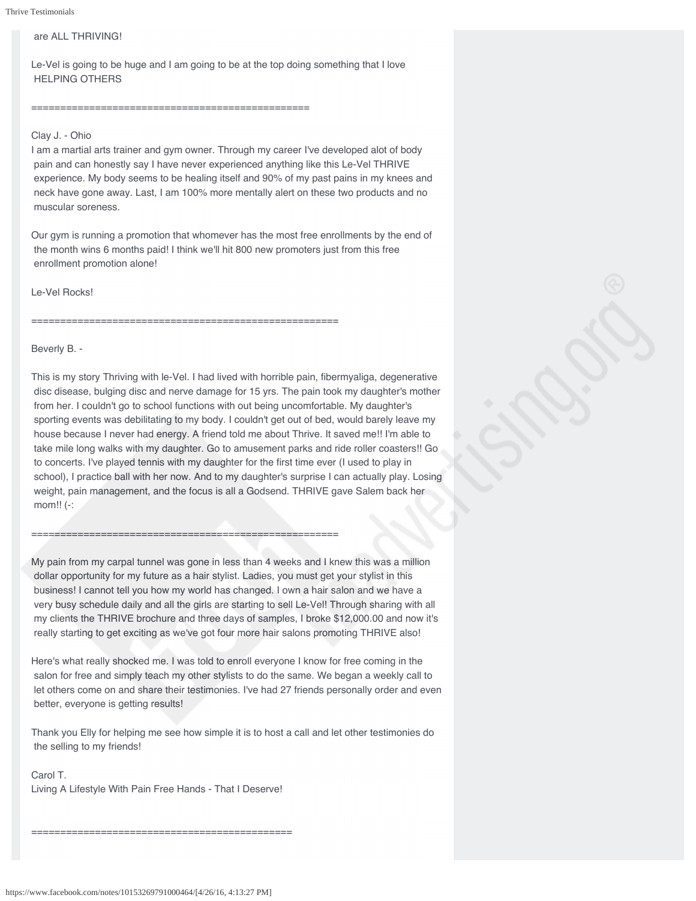are ALL THRIVING!

Le-Vel is going to be huge and I am going to be at the top doing something that I love HELPING OTHERS

================================================

Clay J. - Ohio

I am a martial arts trainer and gym owner. Through my career I've developed alot of body pain and can honestly say I have never experienced anything like this Le-Vel THRIVE experience. My body seems to be healing itself and 90% of my past pains in my knees and neck have gone away. Last, I am 100% more mentally alert on these two products and no muscular soreness.

Our gym is running a promotion that whomever has the most free enrollments by the end of the month wins 6 months paid! I think we'll hit 800 new promoters just from this free enrollment promotion alone!

Le-Vel Rocks!

====================================================

Beverly B. -

This is my story Thriving with le-Vel. I had lived with horrible pain, fibermyaliga, degenerative disc disease, bulging disc and nerve damage for 15 yrs. The pain took my daughter's mother from her. I couldn't go to school functions with out being uncomfortable. My daughter's sporting events was debilitating to my body. I couldn't get out of bed, would barely leave my house because I never had energy. A friend told me about Thrive. It saved me!! I'm able to take mile long walks with my daughter. Go to amusement parks and ride roller coasters!! Go to concerts. I've played tennis with my daughter for the first time ever (I used to play in school), I practice ball with her now. And to my daughter's surprise I can actually play. Losing weight, pain management, and the focus is all a Godsend. THRIVE gave Salem back her mom!! (-:

====================================================

My pain from my carpal tunnel was gone in less than 4 weeks and I knew this was a million dollar opportunity for my future as a hair stylist. Ladies, you must get your stylist in this business! I cannot tell you how my world has changed. I own a hair salon and we have a very busy schedule daily and all the girls are starting to sell Le-Vel! Through sharing with all my clients the THRIVE brochure and three days of samples, I broke $12,000.00 and now it's really starting to get exciting as we've got four more hair salons promoting THRIVE also!

Here's what really shocked me. I was told to enroll everyone I know for free coming in the salon for free and simply teach my other stylists to do the same. We began a weekly call to let others come on and share their testimonies. I've had 27 friends personally order and even better, everyone is getting results!

Thank you Elly for helping me see how simple it is to host a call and let other testimonies do the selling to my friends!

Carol T.
Living A Lifestyle With Pain Free Hands - That I Deserve!

============================================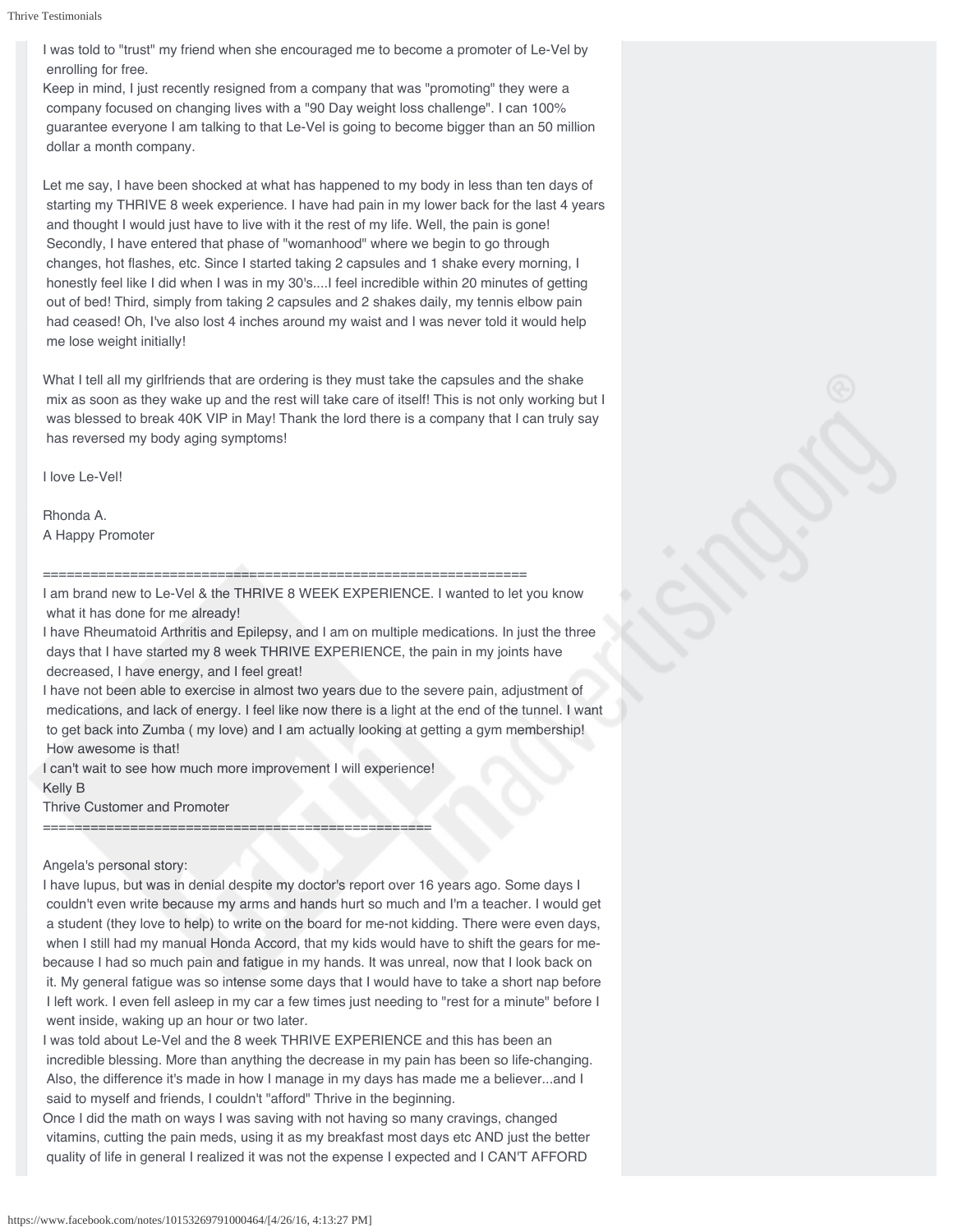I was told to "trust" my friend when she encouraged me to become a promoter of Le-Vel by enrolling for free.
Keep in mind, I just recently resigned from a company that was "promoting" they were a company focused on changing lives with a "90 Day weight loss challenge". I can 100% guarantee everyone I am talking to that Le-Vel is going to become bigger than an 50 million dollar a month company.

Let me say, I have been shocked at what has happened to my body in less than ten days of starting my THRIVE 8 week experience. I have had pain in my lower back for the last 4 years and thought I would just have to live with it the rest of my life. Well, the pain is gone! Secondly, I have entered that phase of "womanhood" where we begin to go through changes, hot flashes, etc. Since I started taking 2 capsules and 1 shake every morning, I honestly feel like I did when I was in my 30's....I feel incredible within 20 minutes of getting out of bed! Third, simply from taking 2 capsules and 2 shakes daily, my tennis elbow pain had ceased! Oh, I've also lost 4 inches around my waist and I was never told it would help me lose weight initially!

What I tell all my girlfriends that are ordering is they must take the capsules and the shake mix as soon as they wake up and the rest will take care of itself! This is not only working but I was blessed to break 40K VIP in May! Thank the lord there is a company that I can truly say has reversed my body aging symptoms!

I love Le-Vel!

Rhonda A.
A Happy Promoter

==============================================================

I am brand new to Le-Vel & the THRIVE 8 WEEK EXPERIENCE. I wanted to let you know what it has done for me already!
I have Rheumatoid Arthritis and Epilepsy, and I am on multiple medications. In just the three days that I have started my 8 week THRIVE EXPERIENCE, the pain in my joints have decreased, I have energy, and I feel great!
I have not been able to exercise in almost two years due to the severe pain, adjustment of medications, and lack of energy. I feel like now there is a light at the end of the tunnel. I want to get back into Zumba ( my love) and I am actually looking at getting a gym membership! How awesome is that!
I can't wait to see how much more improvement I will experience!
Kelly B
Thrive Customer and Promoter

================================================

Angela's personal story:
I have lupus, but was in denial despite my doctor's report over 16 years ago. Some days I couldn't even write because my arms and hands hurt so much and I'm a teacher. I would get a student (they love to help) to write on the board for me-not kidding. There were even days, when I still had my manual Honda Accord, that my kids would have to shift the gears for me-because I had so much pain and fatigue in my hands. It was unreal, now that I look back on it. My general fatigue was so intense some days that I would have to take a short nap before I left work. I even fell asleep in my car a few times just needing to "rest for a minute" before I went inside, waking up an hour or two later.
I was told about Le-Vel and the 8 week THRIVE EXPERIENCE and this has been an incredible blessing. More than anything the decrease in my pain has been so life-changing. Also, the difference it's made in how I manage in my days has made me a believer...and I said to myself and friends, I couldn't "afford" Thrive in the beginning.
Once I did the math on ways I was saving with not having so many cravings, changed vitamins, cutting the pain meds, using it as my breakfast most days etc AND just the better quality of life in general I realized it was not the expense I expected and I CAN'T AFFORD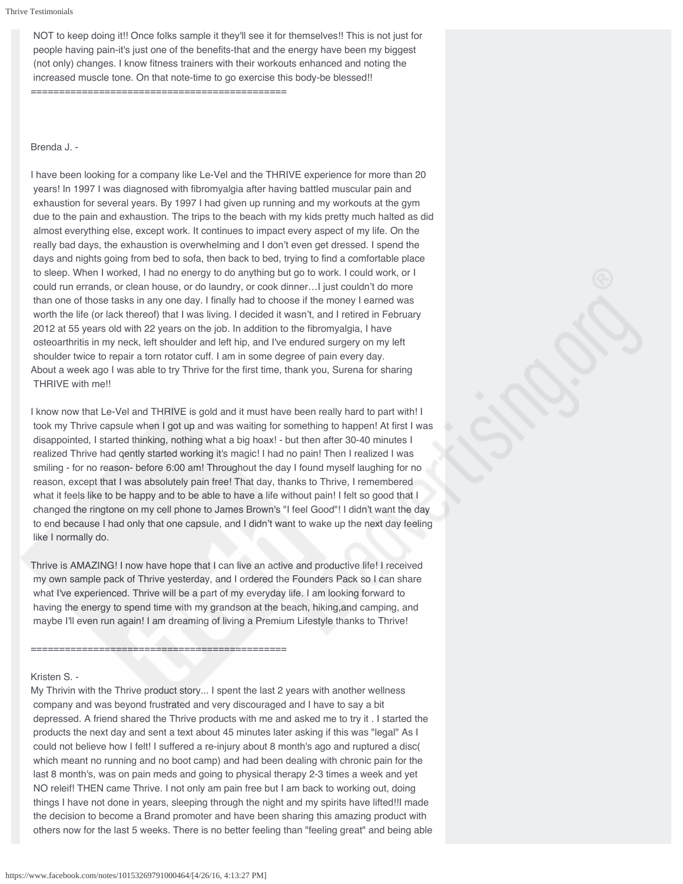NOT to keep doing it!! Once folks sample it they'll see it for themselves!! This is not just for people having pain-it's just one of the benefits-that and the energy have been my biggest (not only) changes. I know fitness trainers with their workouts enhanced and noting the increased muscle tone. On that note-time to go exercise this body-be blessed!!

=============================================

Brenda J. -

I have been looking for a company like Le-Vel and the THRIVE experience for more than 20 years! In 1997 I was diagnosed with fibromyalgia after having battled muscular pain and exhaustion for several years. By 1997 I had given up running and my workouts at the gym due to the pain and exhaustion. The trips to the beach with my kids pretty much halted as did almost everything else, except work. It continues to impact every aspect of my life. On the really bad days, the exhaustion is overwhelming and I don't even get dressed. I spend the days and nights going from bed to sofa, then back to bed, trying to find a comfortable place to sleep. When I worked, I had no energy to do anything but go to work. I could work, or I could run errands, or clean house, or do laundry, or cook dinner…I just couldn't do more than one of those tasks in any one day. I finally had to choose if the money I earned was worth the life (or lack thereof) that I was living. I decided it wasn't, and I retired in February 2012 at 55 years old with 22 years on the job. In addition to the fibromyalgia, I have osteoarthritis in my neck, left shoulder and left hip, and I've endured surgery on my left shoulder twice to repair a torn rotator cuff. I am in some degree of pain every day.
About a week ago I was able to try Thrive for the first time, thank you, Surena for sharing THRIVE with me!!

I know now that Le-Vel and THRIVE is gold and it must have been really hard to part with! I took my Thrive capsule when I got up and was waiting for something to happen! At first I was disappointed, I started thinking, nothing what a big hoax! - but then after 30-40 minutes I realized Thrive had qently started working it's magic! I had no pain! Then I realized I was smiling - for no reason- before 6:00 am! Throughout the day I found myself laughing for no reason, except that I was absolutely pain free! That day, thanks to Thrive, I remembered what it feels like to be happy and to be able to have a life without pain! I felt so good that I changed the ringtone on my cell phone to James Brown's "I feel Good"! I didn't want the day to end because I had only that one capsule, and I didn't want to wake up the next day feeling like I normally do.

Thrive is AMAZING! I now have hope that I can live an active and productive life! I received my own sample pack of Thrive yesterday, and I ordered the Founders Pack so I can share what I've experienced. Thrive will be a part of my everyday life. I am looking forward to having the energy to spend time with my grandson at the beach, hiking,and camping, and maybe I'll even run again! I am dreaming of living a Premium Lifestyle thanks to Thrive!

=============================================

Kristen S. -
My Thrivin with the Thrive product story... I spent the last 2 years with another wellness company and was beyond frustrated and very discouraged and I have to say a bit depressed. A friend shared the Thrive products with me and asked me to try it . I started the products the next day and sent a text about 45 minutes later asking if this was "legal" As I could not believe how I felt! I suffered a re-injury about 8 month's ago and ruptured a disc( which meant no running and no boot camp) and had been dealing with chronic pain for the last 8 month's, was on pain meds and going to physical therapy 2-3 times a week and yet NO releif! THEN came Thrive. I not only am pain free but I am back to working out, doing things I have not done in years, sleeping through the night and my spirits have lifted!!I made the decision to become a Brand promoter and have been sharing this amazing product with others now for the last 5 weeks. There is no better feeling than "feeling great" and being able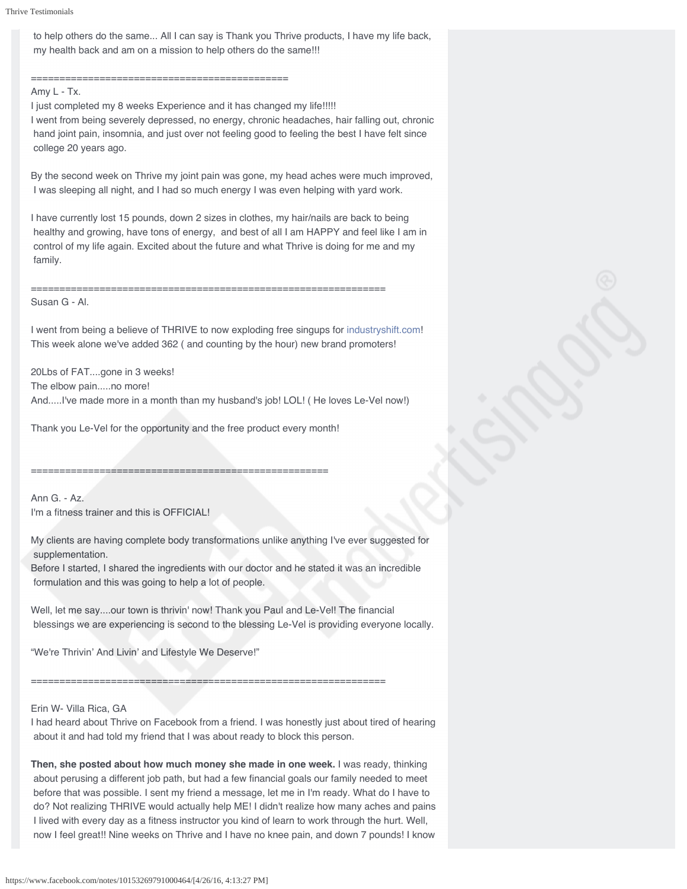to help others do the same... All I can say is Thank you Thrive products, I have my life back, my health back and am on a mission to help others do the same!!!

============================================

Amy L - Tx.

I just completed my 8 weeks Experience and it has changed my life!!!!!

I went from being severely depressed, no energy, chronic headaches, hair falling out, chronic hand joint pain, insomnia, and just over not feeling good to feeling the best I have felt since college 20 years ago.

By the second week on Thrive my joint pain was gone, my head aches were much improved, I was sleeping all night, and I had so much energy I was even helping with yard work.

I have currently lost 15 pounds, down 2 sizes in clothes, my hair/nails are back to being healthy and growing, have tons of energy, and best of all I am HAPPY and feel like I am in control of my life again. Excited about the future and what Thrive is doing for me and my family.

==============================================================

Susan G - Al.

I went from being a believe of THRIVE to now exploding free singups for industryshift.com! This week alone we've added 362 ( and counting by the hour) new brand promoters!

20Lbs of FAT....gone in 3 weeks!

The elbow pain.....no more!

And.....I've made more in a month than my husband's job! LOL! ( He loves Le-Vel now!)

Thank you Le-Vel for the opportunity and the free product every month!

=====================================================

Ann G. - Az.

I'm a fitness trainer and this is OFFICIAL!

My clients are having complete body transformations unlike anything I've ever suggested for supplementation.

Before I started, I shared the ingredients with our doctor and he stated it was an incredible formulation and this was going to help a lot of people.

Well, let me say....our town is thrivin' now! Thank you Paul and Le-Vel! The financial blessings we are experiencing is second to the blessing Le-Vel is providing everyone locally.

"We're Thrivin' And Livin' and Lifestyle We Deserve!"

==============================================================

Erin W- Villa Rica, GA

I had heard about Thrive on Facebook from a friend. I was honestly just about tired of hearing about it and had told my friend that I was about ready to block this person.

**Then, she posted about how much money she made in one week.** I was ready, thinking about perusing a different job path, but had a few financial goals our family needed to meet before that was possible. I sent my friend a message, let me in I'm ready. What do I have to do? Not realizing THRIVE would actually help ME! I didn't realize how many aches and pains I lived with every day as a fitness instructor you kind of learn to work through the hurt. Well, now I feel great!! Nine weeks on Thrive and I have no knee pain, and down 7 pounds! I know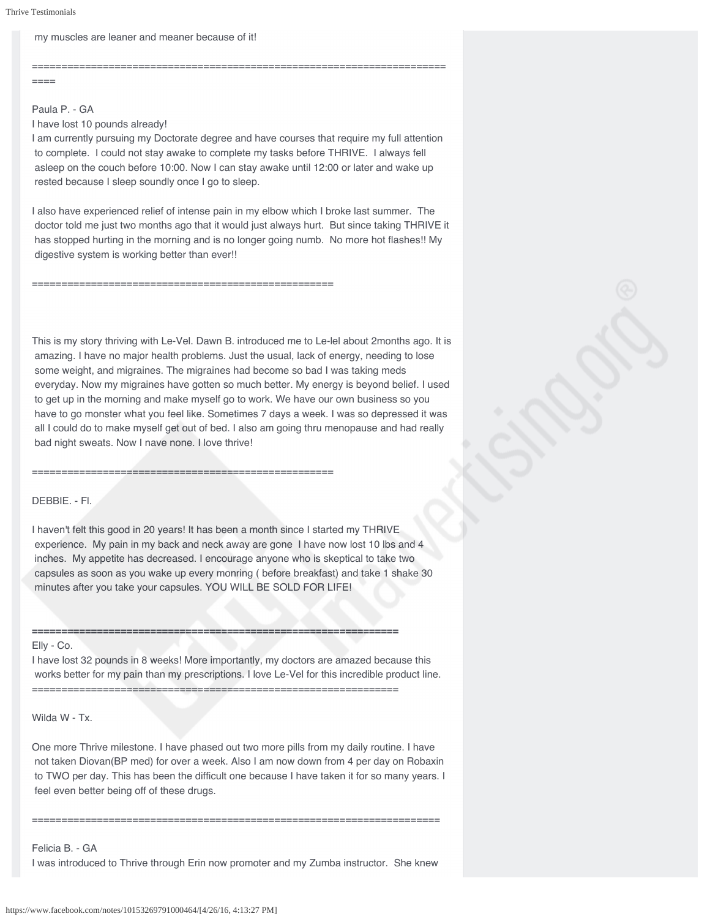my muscles are leaner and meaner because of it!

========================================================================

Paula P. - GA
I have lost 10 pounds already!
I am currently pursuing my Doctorate degree and have courses that require my full attention to complete. I could not stay awake to complete my tasks before THRIVE. I always fell asleep on the couch before 10:00. Now I can stay awake until 12:00 or later and wake up rested because I sleep soundly once I go to sleep.

I also have experienced relief of intense pain in my elbow which I broke last summer. The doctor told me just two months ago that it would just always hurt. But since taking THRIVE it has stopped hurting in the morning and is no longer going numb. No more hot flashes!! My digestive system is working better than ever!!

====================================================

This is my story thriving with Le-Vel. Dawn B. introduced me to Le-lel about 2months ago. It is amazing. I have no major health problems. Just the usual, lack of energy, needing to lose some weight, and migraines. The migraines had become so bad I was taking meds everyday. Now my migraines have gotten so much better. My energy is beyond belief. I used to get up in the morning and make myself go to work. We have our own business so you have to go monster what you feel like. Sometimes 7 days a week. I was so depressed it was all I could do to make myself get out of bed. I also am going thru menopause and had really bad night sweats. Now I nave none. I love thrive!

====================================================

DEBBIE. - Fl.

I haven't felt this good in 20 years! It has been a month since I started my THRIVE experience. My pain in my back and neck away are gone I have now lost 10 lbs and 4 inches. My appetite has decreased. I encourage anyone who is skeptical to take two capsules as soon as you wake up every monring ( before breakfast) and take 1 shake 30 minutes after you take your capsules. YOU WILL BE SOLD FOR LIFE!

==============================================================

Elly - Co.
I have lost 32 pounds in 8 weeks! More importantly, my doctors are amazed because this works better for my pain than my prescriptions. I love Le-Vel for this incredible product line.

==============================================================

Wilda W - Tx.

One more Thrive milestone. I have phased out two more pills from my daily routine. I have not taken Diovan(BP med) for over a week. Also I am now down from 4 per day on Robaxin to TWO per day. This has been the difficult one because I have taken it for so many years. I feel even better being off of these drugs.

====================================================================

Felicia B. - GA
I was introduced to Thrive through Erin now promoter and my Zumba instructor. She knew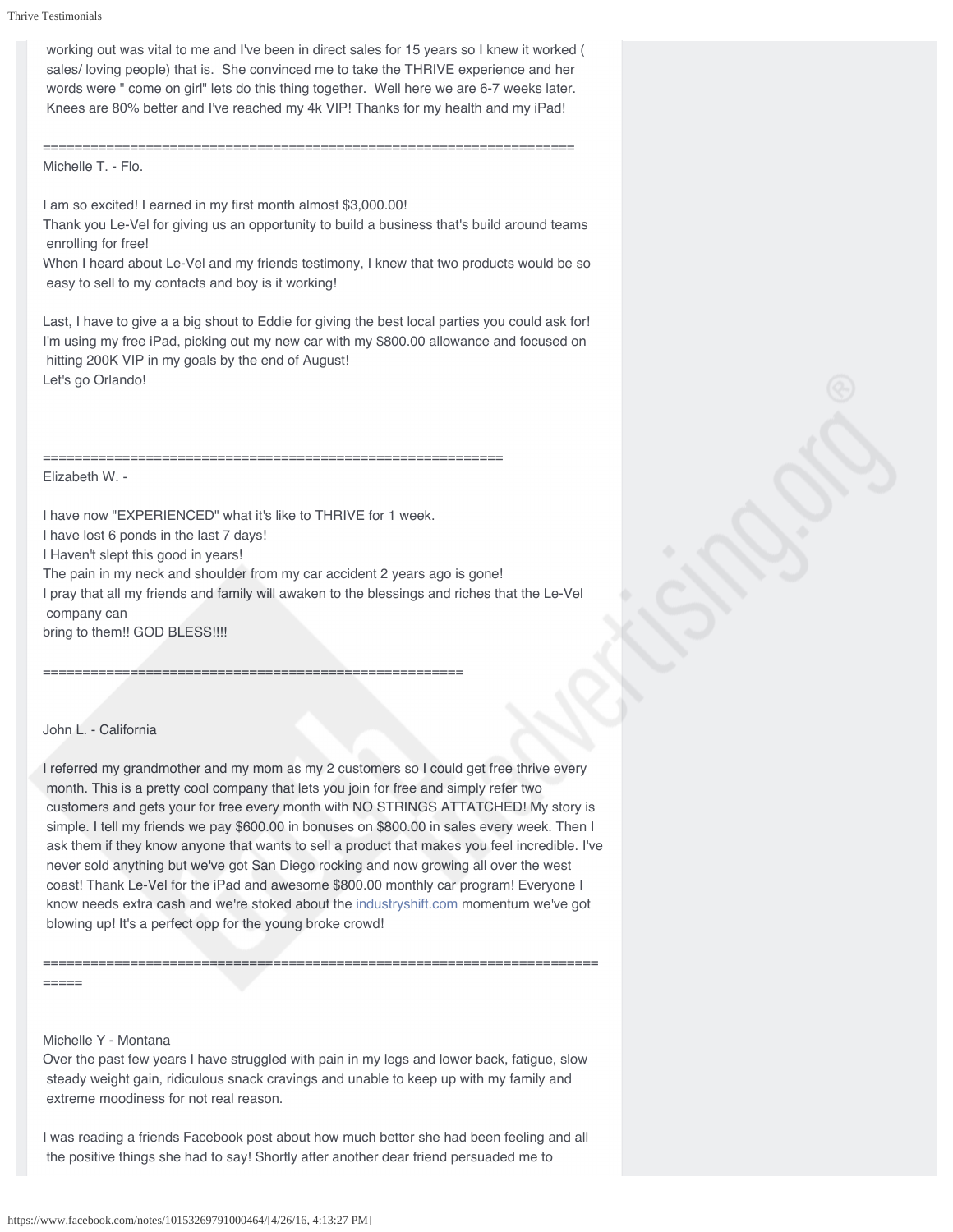working out was vital to me and I've been in direct sales for 15 years so I knew it worked ( sales/ loving people) that is. She convinced me to take the THRIVE experience and her words were " come on girl" lets do this thing together. Well here we are 6-7 weeks later. Knees are 80% better and I've reached my 4k VIP! Thanks for my health and my iPad!

=====================================================================

Michelle T. - Flo.

I am so excited! I earned in my first month almost $3,000.00!
Thank you Le-Vel for giving us an opportunity to build a business that's build around teams enrolling for free!
When I heard about Le-Vel and my friends testimony, I knew that two products would be so easy to sell to my contacts and boy is it working!

Last, I have to give a a big shout to Eddie for giving the best local parties you could ask for!
I'm using my free iPad, picking out my new car with my $800.00 allowance and focused on hitting 200K VIP in my goals by the end of August!
Let's go Orlando!

============================================================

Elizabeth W. -

I have now "EXPERIENCED" what it's like to THRIVE for 1 week.
I have lost 6 ponds in the last 7 days!
I Haven't slept this good in years!
The pain in my neck and shoulder from my car accident 2 years ago is gone!
I pray that all my friends and family will awaken to the blessings and riches that the Le-Vel company can
bring to them!! GOD BLESS!!!!

=====================================================

John L. - California

I referred my grandmother and my mom as my 2 customers so I could get free thrive every month. This is a pretty cool company that lets you join for free and simply refer two customers and gets your for free every month with NO STRINGS ATTATCHED! My story is simple. I tell my friends we pay $600.00 in bonuses on $800.00 in sales every week. Then I ask them if they know anyone that wants to sell a product that makes you feel incredible. I've never sold anything but we've got San Diego rocking and now growing all over the west coast! Thank Le-Vel for the iPad and awesome $800.00 monthly car program! Everyone I know needs extra cash and we're stoked about the industryshift.com momentum we've got blowing up! It's a perfect opp for the young broke crowd!

===========================================================================

Michelle Y - Montana
Over the past few years I have struggled with pain in my legs and lower back, fatigue, slow steady weight gain, ridiculous snack cravings and unable to keep up with my family and extreme moodiness for not real reason.

I was reading a friends Facebook post about how much better she had been feeling and all the positive things she had to say! Shortly after another dear friend persuaded me to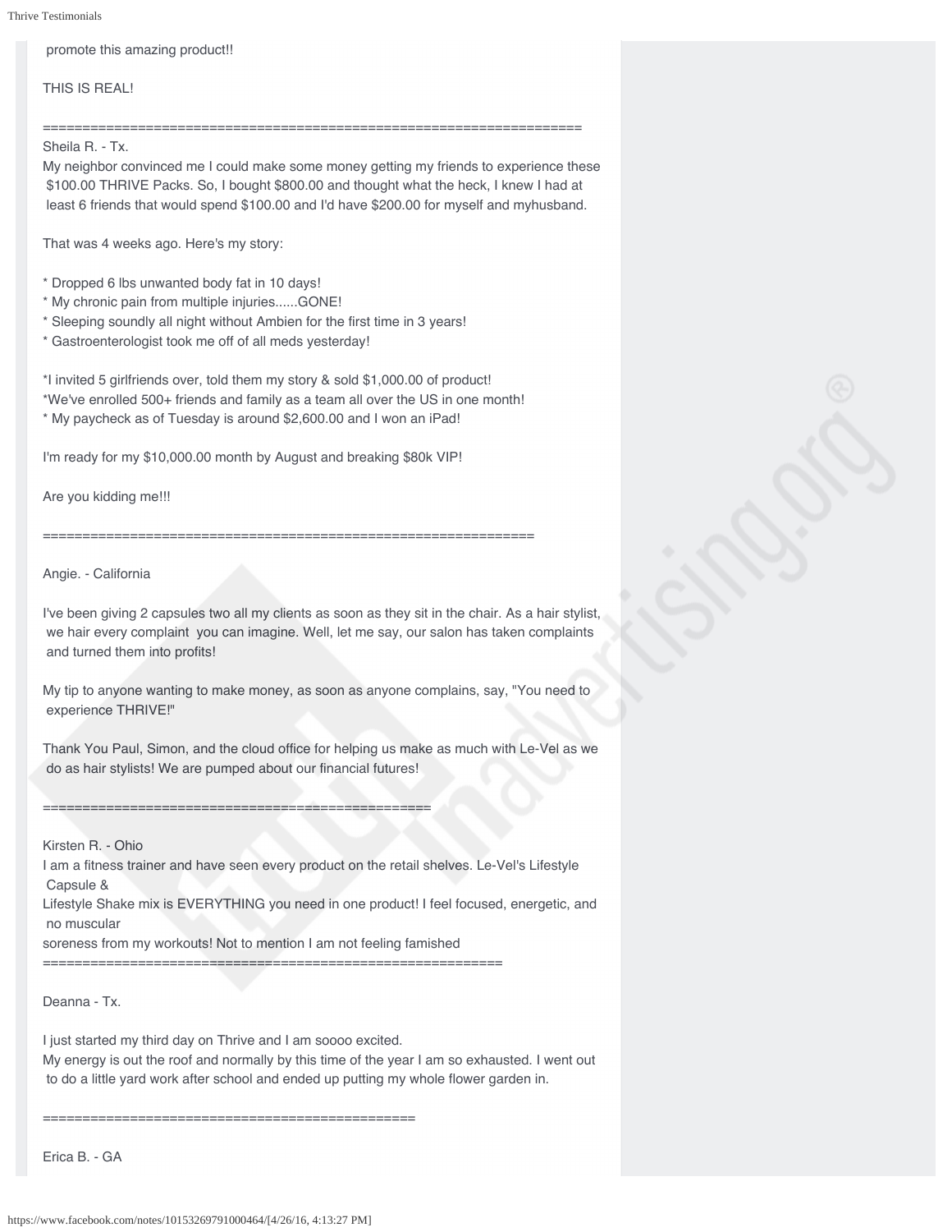promote this amazing product!!

THIS IS REAL!

======================================================================

Sheila R. - Tx.
My neighbor convinced me I could make some money getting my friends to experience these $100.00 THRIVE Packs. So, I bought $800.00 and thought what the heck, I knew I had at least 6 friends that would spend $100.00 and I'd have $200.00 for myself and myhusband.

That was 4 weeks ago. Here's my story:

* Dropped 6 lbs unwanted body fat in 10 days!
* My chronic pain from multiple injuries......GONE!
* Sleeping soundly all night without Ambien for the first time in 3 years!
* Gastroenterologist took me off of all meds yesterday!

*I invited 5 girlfriends over, told them my story & sold $1,000.00 of product!
*We've enrolled 500+ friends and family as a team all over the US in one month!
* My paycheck as of Tuesday is around $2,600.00 and I won an iPad!

I'm ready for my $10,000.00 month by August and breaking $80k VIP!

Are you kidding me!!!

================================================================

Angie. - California

I've been giving 2 capsules two all my clients as soon as they sit in the chair. As a hair stylist, we hair every complaint you can imagine. Well, let me say, our salon has taken complaints and turned them into profits!

My tip to anyone wanting to make money, as soon as anyone complains, say, "You need to experience THRIVE!"

Thank You Paul, Simon, and the cloud office for helping us make as much with Le-Vel as we do as hair stylists! We are pumped about our financial futures!

================================================

Kirsten R. - Ohio
I am a fitness trainer and have seen every product on the retail shelves. Le-Vel's Lifestyle Capsule &
Lifestyle Shake mix is EVERYTHING you need in one product! I feel focused, energetic, and no muscular
soreness from my workouts! Not to mention I am not feeling famished
==========================================================

Deanna - Tx.

I just started my third day on Thrive and I am soooo excited.
My energy is out the roof and normally by this time of the year I am so exhausted. I went out to do a little yard work after school and ended up putting my whole flower garden in.

==============================================

Erica B. - GA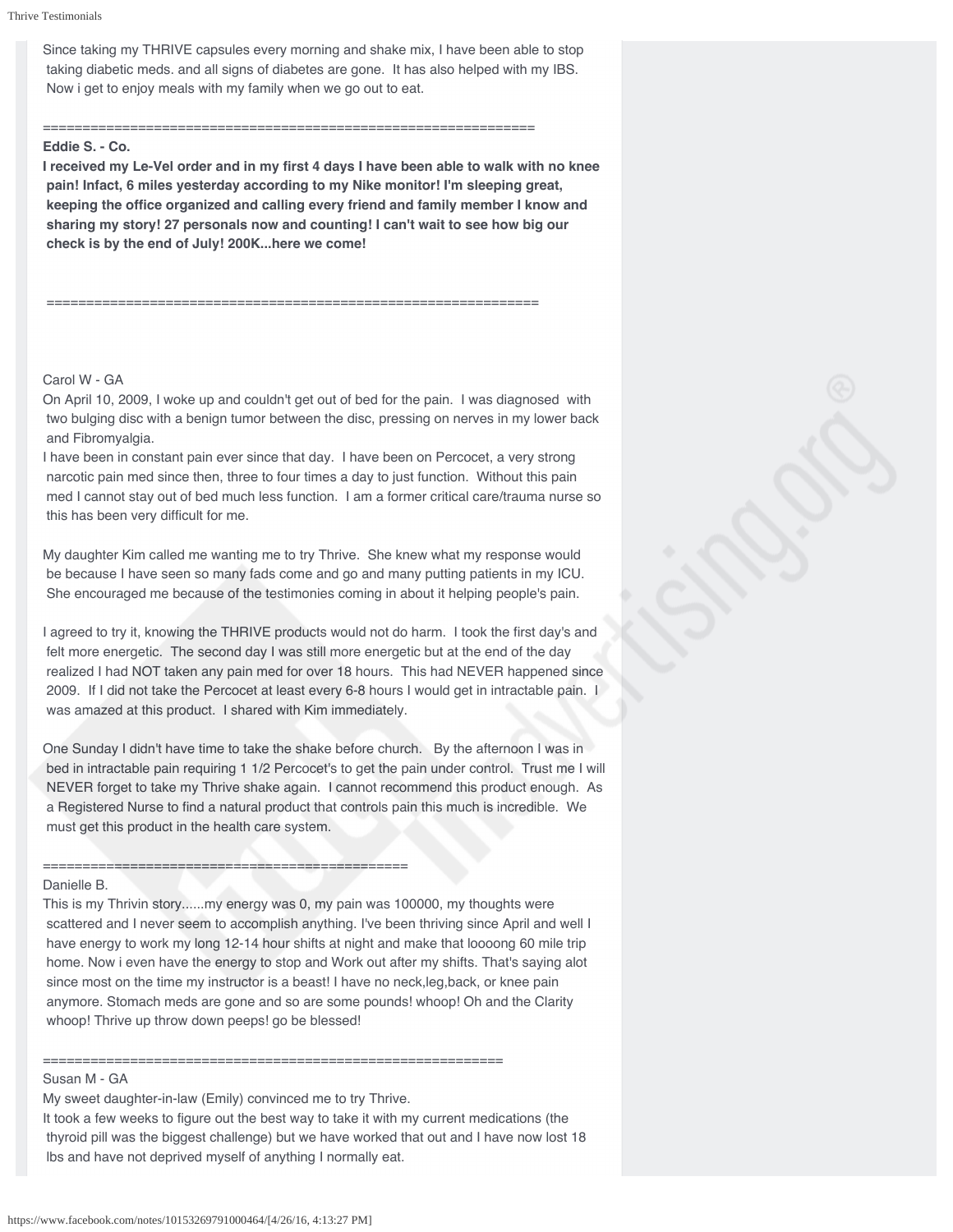Since taking my THRIVE capsules every morning and shake mix, I have been able to stop taking diabetic meds. and all signs of diabetes are gone. It has also helped with my IBS. Now i get to enjoy meals with my family when we go out to eat.

===============================================================

**Eddie S. - Co.**

**I received my Le-Vel order and in my first 4 days I have been able to walk with no knee pain! Infact, 6 miles yesterday according to my Nike monitor! I'm sleeping great, keeping the office organized and calling every friend and family member I know and sharing my story! 27 personals now and counting! I can't wait to see how big our check is by the end of July! 200K...here we come!**

===============================================================

Carol W - GA

On April 10, 2009, I woke up and couldn't get out of bed for the pain. I was diagnosed with two bulging disc with a benign tumor between the disc, pressing on nerves in my lower back and Fibromyalgia.

I have been in constant pain ever since that day. I have been on Percocet, a very strong narcotic pain med since then, three to four times a day to just function. Without this pain med I cannot stay out of bed much less function. I am a former critical care/trauma nurse so this has been very difficult for me.

My daughter Kim called me wanting me to try Thrive. She knew what my response would be because I have seen so many fads come and go and many putting patients in my ICU. She encouraged me because of the testimonies coming in about it helping people's pain.

I agreed to try it, knowing the THRIVE products would not do harm. I took the first day's and felt more energetic. The second day I was still more energetic but at the end of the day realized I had NOT taken any pain med for over 18 hours. This had NEVER happened since 2009. If I did not take the Percocet at least every 6-8 hours I would get in intractable pain. I was amazed at this product. I shared with Kim immediately.

One Sunday I didn't have time to take the shake before church. By the afternoon I was in bed in intractable pain requiring 1 1/2 Percocet's to get the pain under control. Trust me I will NEVER forget to take my Thrive shake again. I cannot recommend this product enough. As a Registered Nurse to find a natural product that controls pain this much is incredible. We must get this product in the health care system.

=============================================

Danielle B.

This is my Thrivin story......my energy was 0, my pain was 100000, my thoughts were scattered and I never seem to accomplish anything. I've been thriving since April and well I have energy to work my long 12-14 hour shifts at night and make that loooong 60 mile trip home. Now i even have the energy to stop and Work out after my shifts. That's saying alot since most on the time my instructor is a beast! I have no neck,leg,back, or knee pain anymore. Stomach meds are gone and so are some pounds! whoop! Oh and the Clarity whoop! Thrive up throw down peeps! go be blessed!

==========================================================

Susan M - GA

My sweet daughter-in-law (Emily) convinced me to try Thrive.

It took a few weeks to figure out the best way to take it with my current medications (the thyroid pill was the biggest challenge) but we have worked that out and I have now lost 18 lbs and have not deprived myself of anything I normally eat.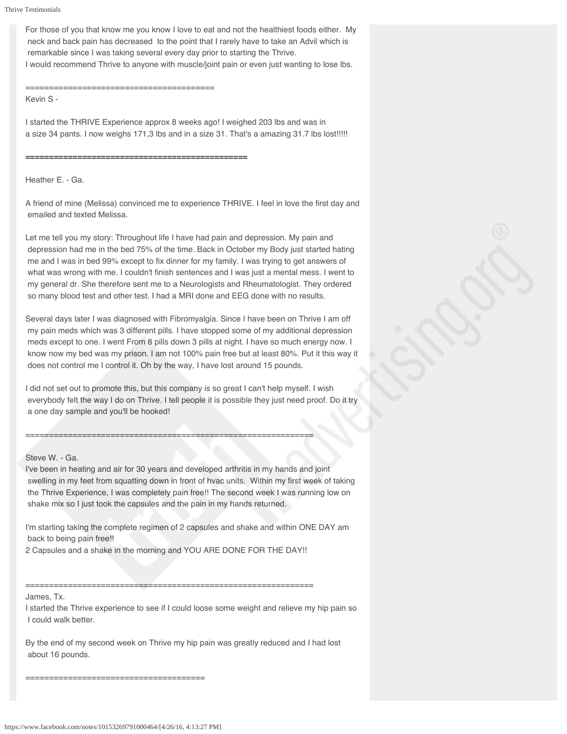For those of you that know me you know I love to eat and not the healthiest foods either. My neck and back pain has decreased to the point that I rarely have to take an Advil which is remarkable since I was taking several every day prior to starting the Thrive.
I would recommend Thrive to anyone with muscle/joint pain or even just wanting to lose lbs.

=========================================

Kevin S -

I started the THRIVE Experience approx 8 weeks ago! I weighed 203 lbs and was in a size 34 pants. I now weighs 171,3 lbs and in a size 31. That's a amazing 31.7 lbs lost!!!!!

================================================

Heather E. - Ga.

A friend of mine (Melissa) convinced me to experience THRIVE. I feel in love the first day and emailed and texted Melissa.

Let me tell you my story: Throughout life I have had pain and depression. My pain and depression had me in the bed 75% of the time. Back in October my Body just started hating me and I was in bed 99% except to fix dinner for my family. I was trying to get answers of what was wrong with me. I couldn't finish sentences and I was just a mental mess. I went to my general dr. She therefore sent me to a Neurologists and Rheumatologist. They ordered so many blood test and other test. I had a MRI done and EEG done with no results.

Several days later I was diagnosed with Fibromyalgia. Since I have been on Thrive I am off my pain meds which was 3 different pills. I have stopped some of my additional depression meds except to one. I went From 8 pills down 3 pills at night. I have so much energy now. I know now my bed was my prison. I am not 100% pain free but at least 80%. Put it this way it does not control me I control it. Oh by the way, I have lost around 15 pounds.

I did not set out to promote this, but this company is so great I can't help myself. I wish everybody felt the way I do on Thrive. I tell people it is possible they just need proof. Do it try a one day sample and you'll be hooked!

==============================================================

Steve W. - Ga.

I've been in heating and air for 30 years and developed arthritis in my hands and joint swelling in my feet from squatting down in front of hvac units. Within my first week of taking the Thrive Experience, I was completely pain free!! The second week I was running low on shake mix so I just took the capsules and the pain in my hands returned.

I'm starting taking the complete regimen of 2 capsules and shake and within ONE DAY am back to being pain free!!
2 Capsules and a shake in the morning and YOU ARE DONE FOR THE DAY!!

==============================================================

James, Tx.

I started the Thrive experience to see if I could loose some weight and relieve my hip pain so I could walk better.

By the end of my second week on Thrive my hip pain was greatly reduced and I had lost about 16 pounds.

=====================================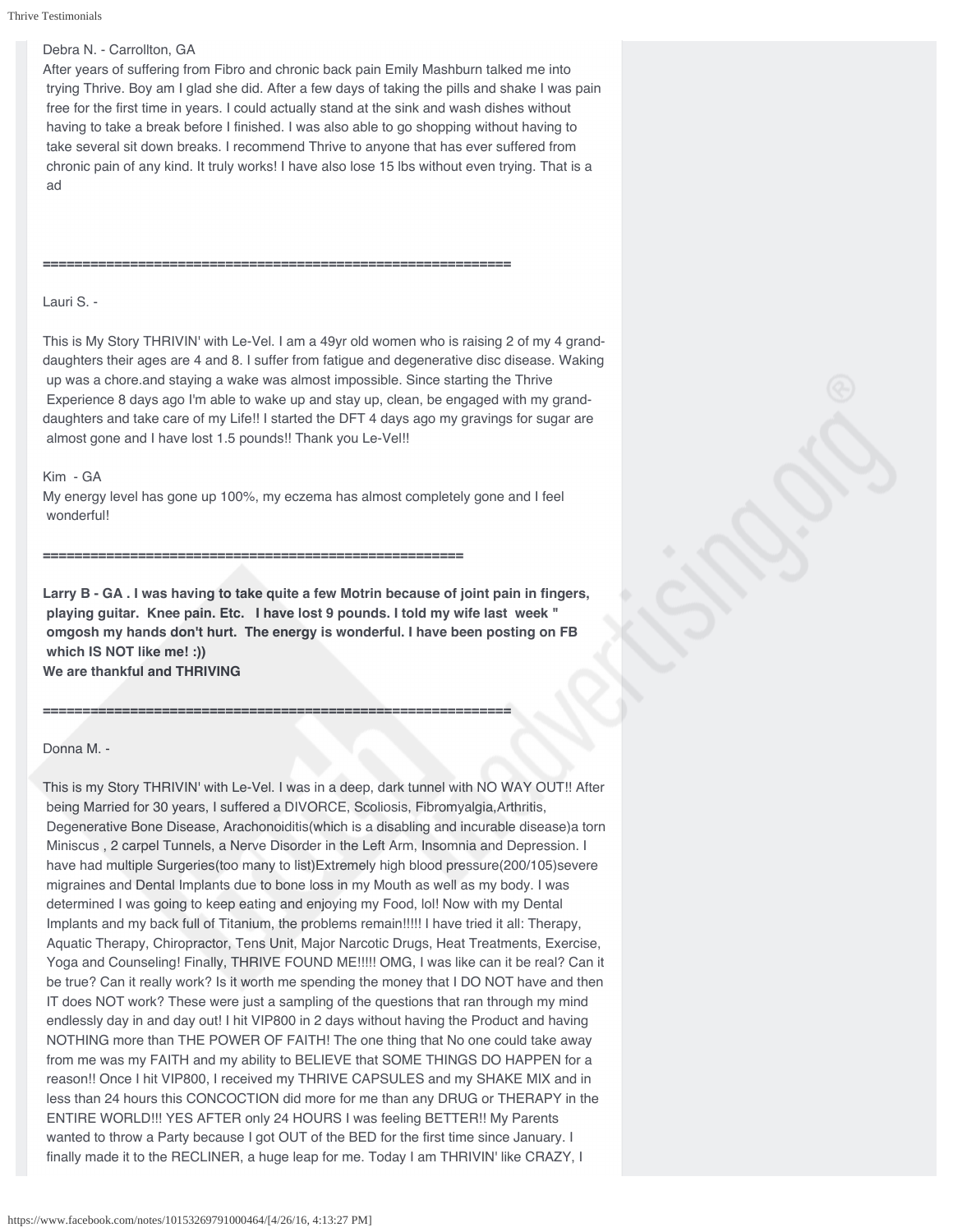Debra N. - Carrollton, GA

After years of suffering from Fibro and chronic back pain Emily Mashburn talked me into trying Thrive. Boy am I glad she did. After a few days of taking the pills and shake I was pain free for the first time in years. I could actually stand at the sink and wash dishes without having to take a break before I finished. I was also able to go shopping without having to take several sit down breaks. I recommend Thrive to anyone that has ever suffered from chronic pain of any kind. It truly works! I have also lose 15 lbs without even trying. That is a ad

==============================================================

Lauri S. -

This is My Story THRIVIN' with Le-Vel. I am a 49yr old women who is raising 2 of my 4 grand-daughters their ages are 4 and 8. I suffer from fatigue and degenerative disc disease. Waking up was a chore.and staying a wake was almost impossible. Since starting the Thrive Experience 8 days ago I'm able to wake up and stay up, clean, be engaged with my grand-daughters and take care of my Life!! I started the DFT 4 days ago my gravings for sugar are almost gone and I have lost 1.5 pounds!! Thank you Le-Vel!!

Kim - GA

My energy level has gone up 100%, my eczema has almost completely gone and I feel wonderful!

========================================================

**Larry B - GA . I was having to take quite a few Motrin because of joint pain in fingers, playing guitar. Knee pain. Etc. I have lost 9 pounds. I told my wife last week " omgosh my hands don't hurt. The energy is wonderful. I have been posting on FB which IS NOT like me! :))**
**We are thankful and THRIVING**

==============================================================

Donna M. -

This is my Story THRIVIN' with Le-Vel. I was in a deep, dark tunnel with NO WAY OUT!! After being Married for 30 years, I suffered a DIVORCE, Scoliosis, Fibromyalgia,Arthritis, Degenerative Bone Disease, Arachonoiditis(which is a disabling and incurable disease)a torn Miniscus , 2 carpel Tunnels, a Nerve Disorder in the Left Arm, Insomnia and Depression. I have had multiple Surgeries(too many to list)Extremely high blood pressure(200/105)severe migraines and Dental Implants due to bone loss in my Mouth as well as my body. I was determined I was going to keep eating and enjoying my Food, lol! Now with my Dental Implants and my back full of Titanium, the problems remain!!!!! I have tried it all: Therapy, Aquatic Therapy, Chiropractor, Tens Unit, Major Narcotic Drugs, Heat Treatments, Exercise, Yoga and Counseling! Finally, THRIVE FOUND ME!!!!! OMG, I was like can it be real? Can it be true? Can it really work? Is it worth me spending the money that I DO NOT have and then IT does NOT work? These were just a sampling of the questions that ran through my mind endlessly day in and day out! I hit VIP800 in 2 days without having the Product and having NOTHING more than THE POWER OF FAITH! The one thing that No one could take away from me was my FAITH and my ability to BELIEVE that SOME THINGS DO HAPPEN for a reason!! Once I hit VIP800, I received my THRIVE CAPSULES and my SHAKE MIX and in less than 24 hours this CONCOCTION did more for me than any DRUG or THERAPY in the ENTIRE WORLD!!! YES AFTER only 24 HOURS I was feeling BETTER!! My Parents wanted to throw a Party because I got OUT of the BED for the first time since January. I finally made it to the RECLINER, a huge leap for me. Today I am THRIVIN' like CRAZY, I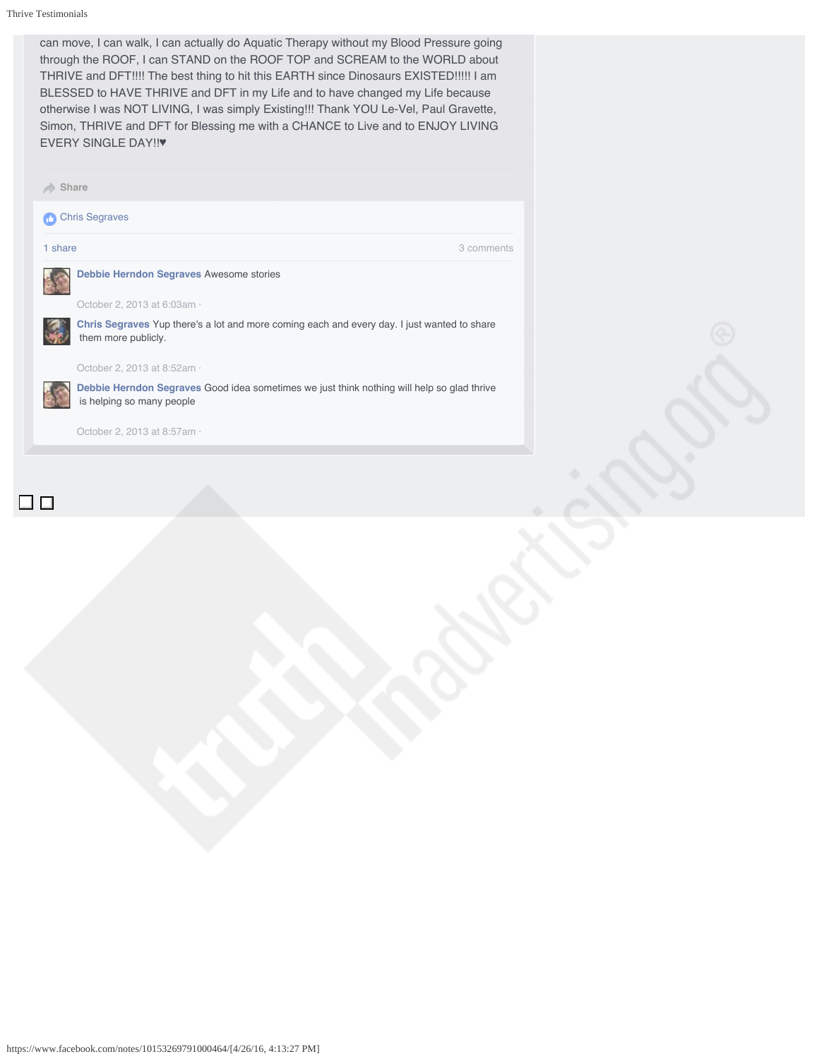can move, I can walk, I can actually do Aquatic Therapy without my Blood Pressure going through the ROOF, I can STAND on the ROOF TOP and SCREAM to the WORLD about THRIVE and DFT!!!! The best thing to hit this EARTH since Dinosaurs EXISTED!!!!! I am BLESSED to HAVE THRIVE and DFT in my Life and to have changed my Life because otherwise I was NOT LIVING, I was simply Existing!!! Thank YOU Le-Vel, Paul Gravette, Simon, THRIVE and DFT for Blessing me with a CHANCE to Live and to ENJOY LIVING EVERY SINGLE DAY!!♥

Share

Chris Segraves

1 share

3 comments

**Debbie Herndon Segraves** Awesome stories

October 2, 2013 at 6:03am ·

**Chris Segraves** Yup there's a lot and more coming each and every day. I just wanted to share them more publicly.

October 2, 2013 at 8:52am ·

**Debbie Herndon Segraves** Good idea sometimes we just think nothing will help so glad thrive is helping so many people

October 2, 2013 at 8:57am ·